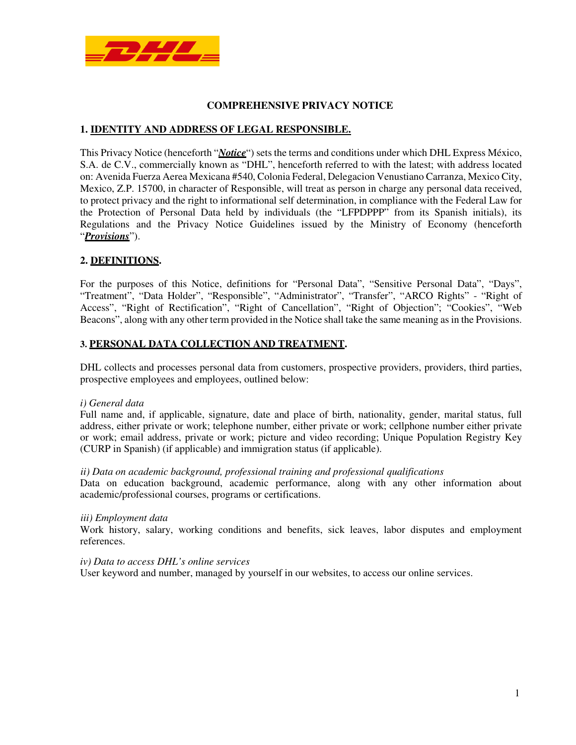# COMPREHENSIVE PRIVACY NOTICE

## 1. IDENTITY AND ADDRESS OF LEGAL RESPONSIBLE.

This Privacy Notice (henceforth "***Notice***") sets the terms and conditions under which DHL Express México, S.A. de C.V., commercially known as "DHL", henceforth referred to with the latest; with address located on: Avenida Fuerza Aerea Mexicana #540, Colonia Federal, Delegacion Venustiano Carranza, Mexico City, Mexico, Z.P. 15700, in character of Responsible, will treat as person in charge any personal data received, to protect privacy and the right to informational self determination, in compliance with the Federal Law for the Protection of Personal Data held by individuals (the "LFPDPPP" from its Spanish initials), its Regulations and the Privacy Notice Guidelines issued by the Ministry of Economy (henceforth "***Provisions***").

## 2. DEFINITIONS.

For the purposes of this Notice, definitions for "Personal Data", "Sensitive Personal Data", "Days", "Treatment", "Data Holder", "Responsible", "Administrator", "Transfer", "ARCO Rights" - "Right of Access", "Right of Rectification", "Right of Cancellation", "Right of Objection"; "Cookies", "Web Beacons", along with any other term provided in the Notice shall take the same meaning as in the Provisions.

## 3. PERSONAL DATA COLLECTION AND TREATMENT.

DHL collects and processes personal data from customers, prospective providers, providers, third parties, prospective employees and employees, outlined below:

*i) General data*
Full name and, if applicable, signature, date and place of birth, nationality, gender, marital status, full address, either private or work; telephone number, either private or work; cellphone number either private or work; email address, private or work; picture and video recording; Unique Population Registry Key (CURP in Spanish) (if applicable) and immigration status (if applicable).

*ii) Data on academic background, professional training and professional qualifications*
Data on education background, academic performance, along with any other information about academic/professional courses, programs or certifications.

*iii) Employment data*
Work history, salary, working conditions and benefits, sick leaves, labor disputes and employment references.

*iv) Data to access DHL's online services*
User keyword and number, managed by yourself in our websites, to access our online services.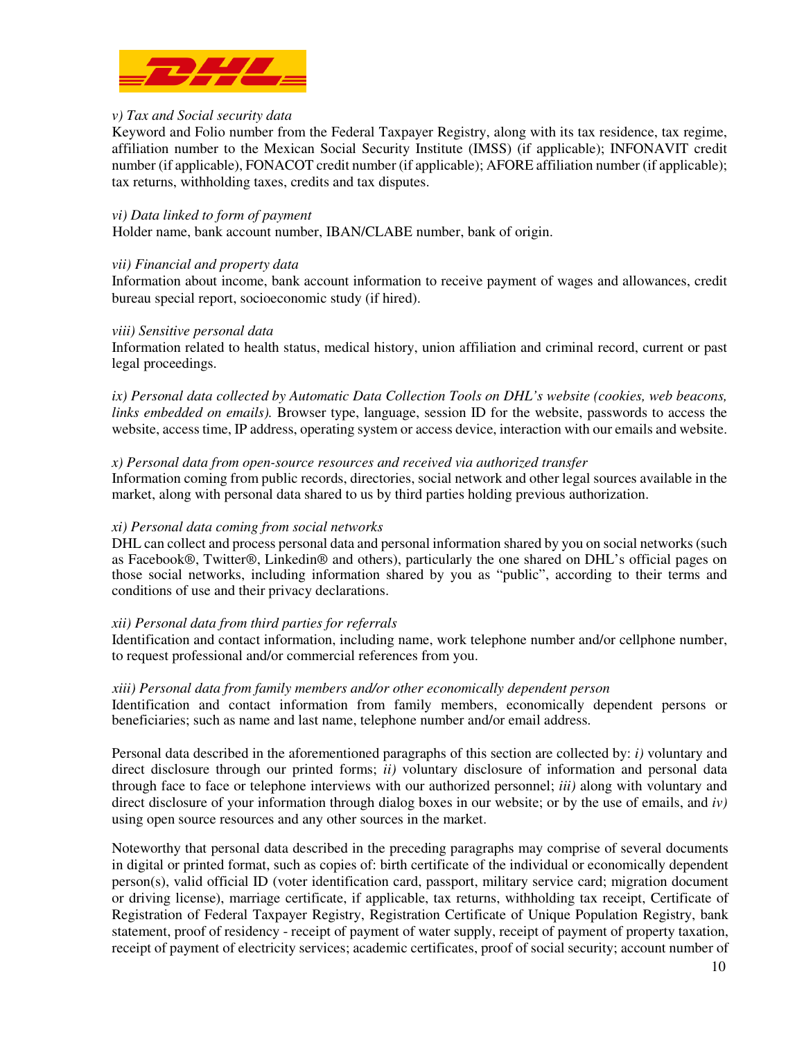*v) Tax and Social security data*

Keyword and Folio number from the Federal Taxpayer Registry, along with its tax residence, tax regime, affiliation number to the Mexican Social Security Institute (IMSS) (if applicable); INFONAVIT credit number (if applicable), FONACOT credit number (if applicable); AFORE affiliation number (if applicable); tax returns, withholding taxes, credits and tax disputes.

*vi) Data linked to form of payment*

Holder name, bank account number, IBAN/CLABE number, bank of origin.

*vii) Financial and property data*

Information about income, bank account information to receive payment of wages and allowances, credit bureau special report, socioeconomic study (if hired).

*viii) Sensitive personal data*

Information related to health status, medical history, union affiliation and criminal record, current or past legal proceedings.

*ix) Personal data collected by Automatic Data Collection Tools on DHL's website (cookies, web beacons, links embedded on emails).* Browser type, language, session ID for the website, passwords to access the website, access time, IP address, operating system or access device, interaction with our emails and website.

*x) Personal data from open-source resources and received via authorized transfer*

Information coming from public records, directories, social network and other legal sources available in the market, along with personal data shared to us by third parties holding previous authorization.

*xi) Personal data coming from social networks*

DHL can collect and process personal data and personal information shared by you on social networks (such as Facebook®, Twitter®, Linkedin® and others), particularly the one shared on DHL's official pages on those social networks, including information shared by you as "public", according to their terms and conditions of use and their privacy declarations.

*xii) Personal data from third parties for referrals*

Identification and contact information, including name, work telephone number and/or cellphone number, to request professional and/or commercial references from you.

*xiii) Personal data from family members and/or other economically dependent person*

Identification and contact information from family members, economically dependent persons or beneficiaries; such as name and last name, telephone number and/or email address.

Personal data described in the aforementioned paragraphs of this section are collected by: *i)* voluntary and direct disclosure through our printed forms; *ii)* voluntary disclosure of information and personal data through face to face or telephone interviews with our authorized personnel; *iii)* along with voluntary and direct disclosure of your information through dialog boxes in our website; or by the use of emails, and *iv)* using open source resources and any other sources in the market.

Noteworthy that personal data described in the preceding paragraphs may comprise of several documents in digital or printed format, such as copies of: birth certificate of the individual or economically dependent person(s), valid official ID (voter identification card, passport, military service card; migration document or driving license), marriage certificate, if applicable, tax returns, withholding tax receipt, Certificate of Registration of Federal Taxpayer Registry, Registration Certificate of Unique Population Registry, bank statement, proof of residency - receipt of payment of water supply, receipt of payment of property taxation, receipt of payment of electricity services; academic certificates, proof of social security; account number of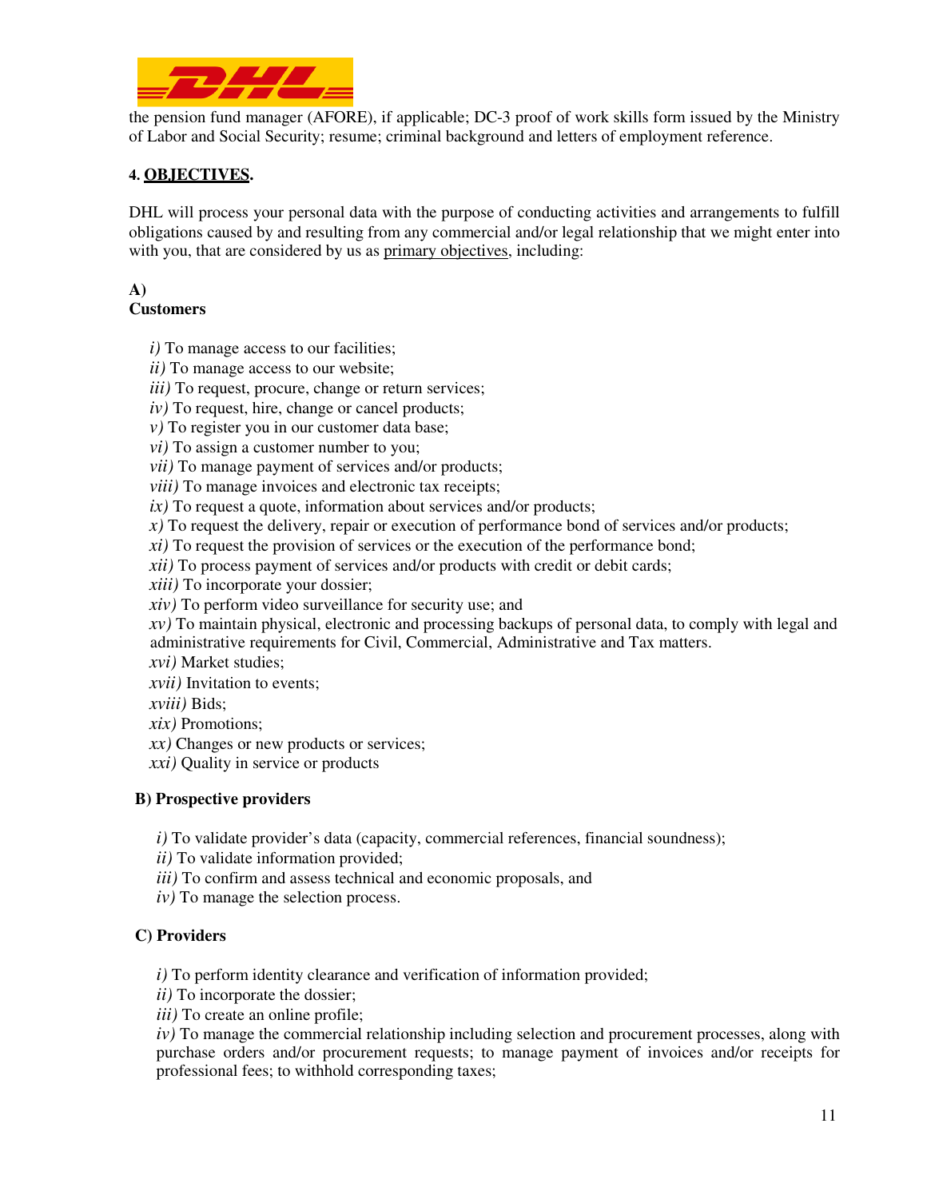the pension fund manager (AFORE), if applicable; DC-3 proof of work skills form issued by the Ministry of Labor and Social Security; resume; criminal background and letters of employment reference.

**4. OBJECTIVES.**

DHL will process your personal data with the purpose of conducting activities and arrangements to fulfill obligations caused by and resulting from any commercial and/or legal relationship that we might enter into with you, that are considered by us as primary objectives, including:

**A) Customers**

*i)* To manage access to our facilities;
*ii)* To manage access to our website;
*iii)* To request, procure, change or return services;
*iv)* To request, hire, change or cancel products;
*v)* To register you in our customer data base;
*vi)* To assign a customer number to you;
*vii)* To manage payment of services and/or products;
*viii)* To manage invoices and electronic tax receipts;
*ix)* To request a quote, information about services and/or products;
*x)* To request the delivery, repair or execution of performance bond of services and/or products;
*xi)* To request the provision of services or the execution of the performance bond;
*xii)* To process payment of services and/or products with credit or debit cards;
*xiii)* To incorporate your dossier;
*xiv)* To perform video surveillance for security use; and
*xv)* To maintain physical, electronic and processing backups of personal data, to comply with legal and administrative requirements for Civil, Commercial, Administrative and Tax matters.
*xvi)* Market studies;
*xvii)* Invitation to events;
*xviii)* Bids;
*xix)* Promotions;
*xx)* Changes or new products or services;
*xxi)* Quality in service or products

**B) Prospective providers**

*i)* To validate provider's data (capacity, commercial references, financial soundness);
*ii)* To validate information provided;
*iii)* To confirm and assess technical and economic proposals, and
*iv)* To manage the selection process.

**C) Providers**

*i)* To perform identity clearance and verification of information provided;
*ii)* To incorporate the dossier;
*iii)* To create an online profile;
*iv)* To manage the commercial relationship including selection and procurement processes, along with purchase orders and/or procurement requests; to manage payment of invoices and/or receipts for professional fees; to withhold corresponding taxes;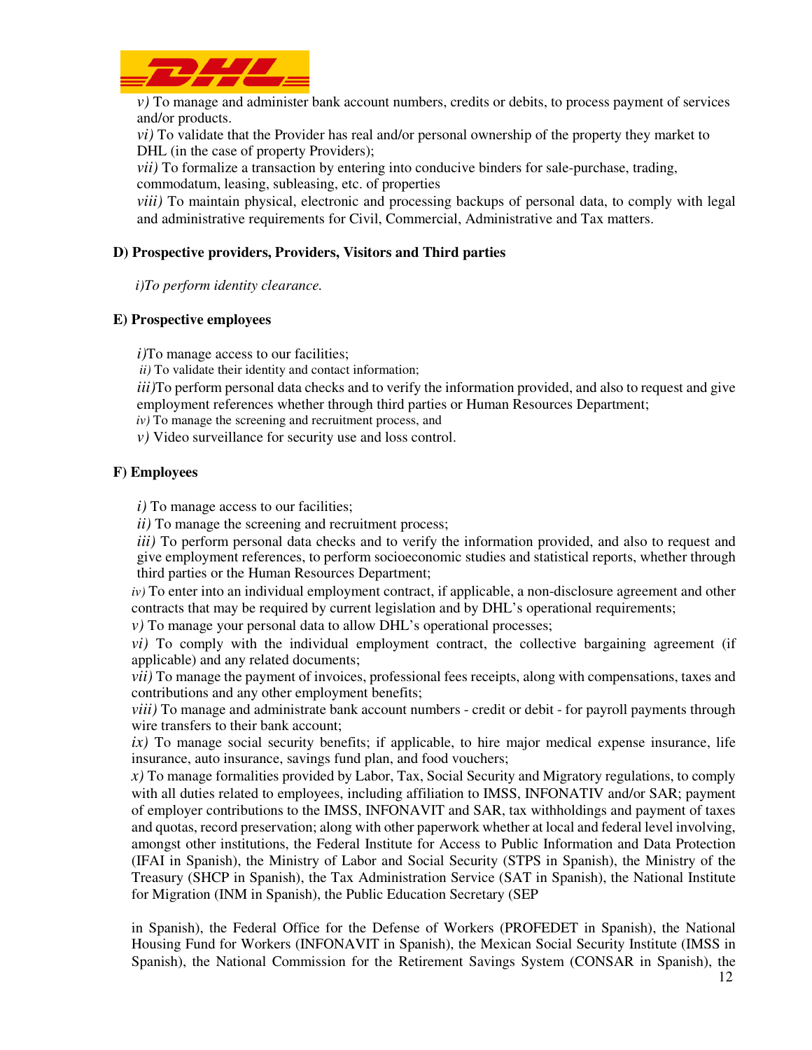*v)* To manage and administer bank account numbers, credits or debits, to process payment of services and/or products.

*vi)* To validate that the Provider has real and/or personal ownership of the property they market to DHL (in the case of property Providers);

*vii)* To formalize a transaction by entering into conducive binders for sale-purchase, trading, commodatum, leasing, subleasing, etc. of properties

*viii)* To maintain physical, electronic and processing backups of personal data, to comply with legal and administrative requirements for Civil, Commercial, Administrative and Tax matters.

**D) Prospective providers, Providers, Visitors and Third parties**

*i)To perform identity clearance.*

**E) Prospective employees**

*i)*To manage access to our facilities;

*ii)* To validate their identity and contact information;

*iii)*To perform personal data checks and to verify the information provided, and also to request and give employment references whether through third parties or Human Resources Department;

*iv)* To manage the screening and recruitment process, and

*v)* Video surveillance for security use and loss control.

**F) Employees**

*i)* To manage access to our facilities;

*ii)* To manage the screening and recruitment process;

*iii)* To perform personal data checks and to verify the information provided, and also to request and give employment references, to perform socioeconomic studies and statistical reports, whether through third parties or the Human Resources Department;

*iv)* To enter into an individual employment contract, if applicable, a non-disclosure agreement and other contracts that may be required by current legislation and by DHL's operational requirements;

*v)* To manage your personal data to allow DHL's operational processes;

*vi)* To comply with the individual employment contract, the collective bargaining agreement (if applicable) and any related documents;

*vii)* To manage the payment of invoices, professional fees receipts, along with compensations, taxes and contributions and any other employment benefits;

*viii)* To manage and administrate bank account numbers - credit or debit - for payroll payments through wire transfers to their bank account;

*ix)* To manage social security benefits; if applicable, to hire major medical expense insurance, life insurance, auto insurance, savings fund plan, and food vouchers;

*x)* To manage formalities provided by Labor, Tax, Social Security and Migratory regulations, to comply with all duties related to employees, including affiliation to IMSS, INFONATIV and/or SAR; payment of employer contributions to the IMSS, INFONAVIT and SAR, tax withholdings and payment of taxes and quotas, record preservation; along with other paperwork whether at local and federal level involving, amongst other institutions, the Federal Institute for Access to Public Information and Data Protection (IFAI in Spanish), the Ministry of Labor and Social Security (STPS in Spanish), the Ministry of the Treasury (SHCP in Spanish), the Tax Administration Service (SAT in Spanish), the National Institute for Migration (INM in Spanish), the Public Education Secretary (SEP in Spanish), the Federal Office for the Defense of Workers (PROFEDET in Spanish), the National Housing Fund for Workers (INFONAVIT in Spanish), the Mexican Social Security Institute (IMSS in Spanish), the National Commission for the Retirement Savings System (CONSAR in Spanish), the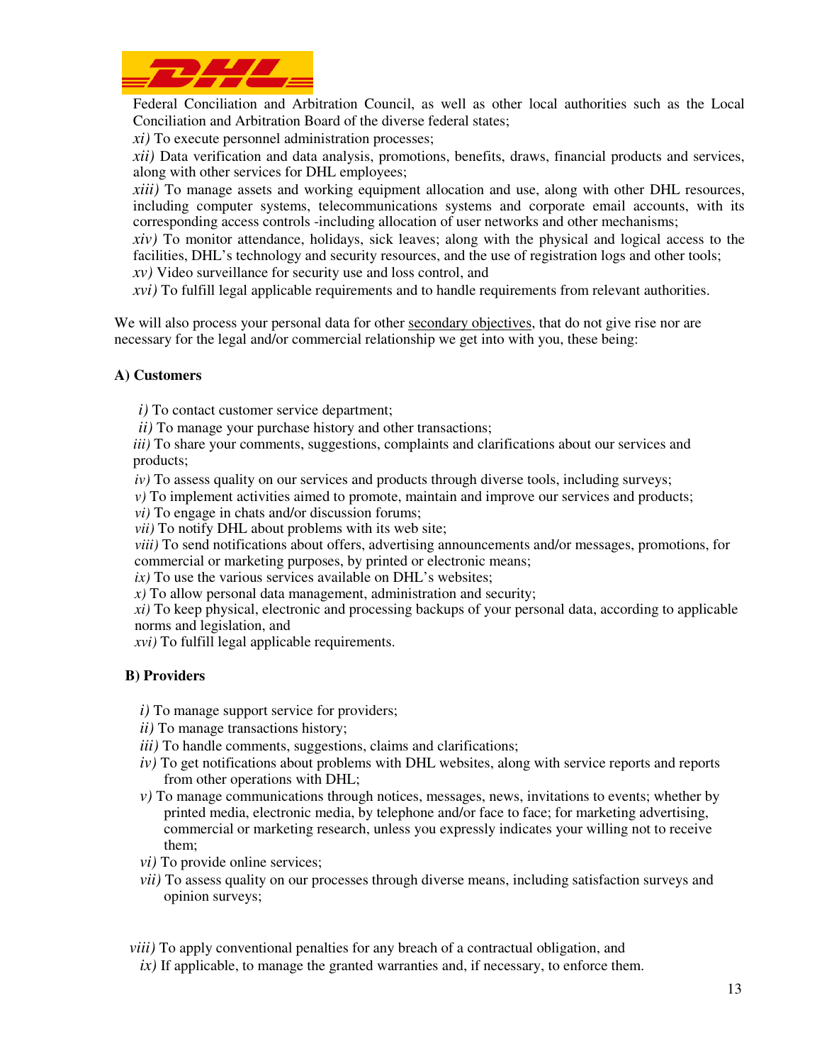Federal Conciliation and Arbitration Council, as well as other local authorities such as the Local Conciliation and Arbitration Board of the diverse federal states;

*xi)* To execute personnel administration processes;

*xii)* Data verification and data analysis, promotions, benefits, draws, financial products and services, along with other services for DHL employees;

*xiii)* To manage assets and working equipment allocation and use, along with other DHL resources, including computer systems, telecommunications systems and corporate email accounts, with its corresponding access controls -including allocation of user networks and other mechanisms;

*xiv)* To monitor attendance, holidays, sick leaves; along with the physical and logical access to the facilities, DHL's technology and security resources, and the use of registration logs and other tools;

*xv)* Video surveillance for security use and loss control, and

*xvi)* To fulfill legal applicable requirements and to handle requirements from relevant authorities.

We will also process your personal data for other <u>secondary objectives</u>, that do not give rise nor are necessary for the legal and/or commercial relationship we get into with you, these being:

**A) Customers**

*i)* To contact customer service department;

*ii)* To manage your purchase history and other transactions;

*iii)* To share your comments, suggestions, complaints and clarifications about our services and products;

*iv)* To assess quality on our services and products through diverse tools, including surveys;

*v)* To implement activities aimed to promote, maintain and improve our services and products;

*vi)* To engage in chats and/or discussion forums;

*vii)* To notify DHL about problems with its web site;

*viii)* To send notifications about offers, advertising announcements and/or messages, promotions, for commercial or marketing purposes, by printed or electronic means;

*ix)* To use the various services available on DHL's websites;

*x)* To allow personal data management, administration and security;

*xi)* To keep physical, electronic and processing backups of your personal data, according to applicable norms and legislation, and

*xvi)* To fulfill legal applicable requirements.

**B) Providers**

*i)* To manage support service for providers;

*ii)* To manage transactions history;

*iii)* To handle comments, suggestions, claims and clarifications;

*iv)* To get notifications about problems with DHL websites, along with service reports and reports from other operations with DHL;

*v)* To manage communications through notices, messages, news, invitations to events; whether by printed media, electronic media, by telephone and/or face to face; for marketing advertising, commercial or marketing research, unless you expressly indicates your willing not to receive them;

*vi)* To provide online services;

*vii)* To assess quality on our processes through diverse means, including satisfaction surveys and opinion surveys;

*viii)* To apply conventional penalties for any breach of a contractual obligation, and

*ix)* If applicable, to manage the granted warranties and, if necessary, to enforce them.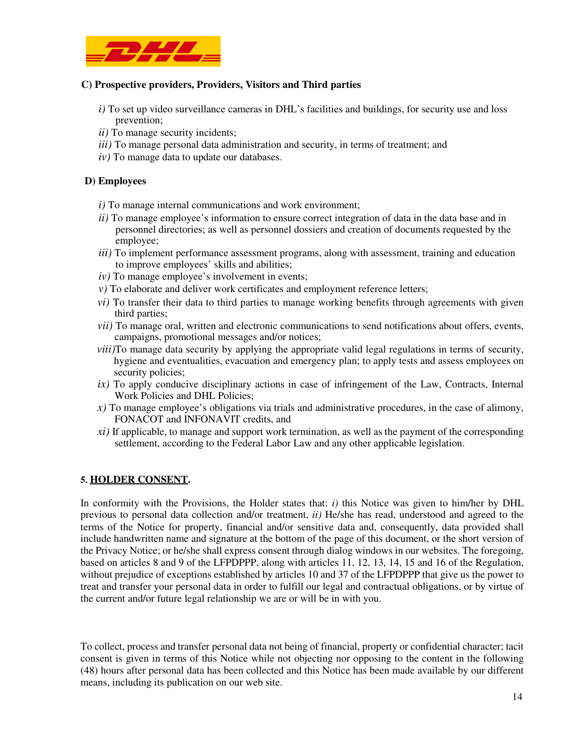**C) Prospective providers, Providers, Visitors and Third parties**

*i)* To set up video surveillance cameras in DHL's facilities and buildings, for security use and loss prevention;
*ii)* To manage security incidents;
*iii)* To manage personal data administration and security, in terms of treatment; and
*iv)* To manage data to update our databases.

**D) Employees**

*i)* To manage internal communications and work environment;
*ii)* To manage employee's information to ensure correct integration of data in the data base and in personnel directories; as well as personnel dossiers and creation of documents requested by the employee;
*iii)* To implement performance assessment programs, along with assessment, training and education to improve employees' skills and abilities;
*iv)* To manage employee's involvement in events;
*v)* To elaborate and deliver work certificates and employment reference letters;
*vi)* To transfer their data to third parties to manage working benefits through agreements with given third parties;
*vii)* To manage oral, written and electronic communications to send notifications about offers, events, campaigns, promotional messages and/or notices;
*viii)*To manage data security by applying the appropriate valid legal regulations in terms of security, hygiene and eventualities, evacuation and emergency plan; to apply tests and assess employees on security policies;
*ix)* To apply conducive disciplinary actions in case of infringement of the Law, Contracts, Internal Work Policies and DHL Policies;
*x)* To manage employee's obligations via trials and administrative procedures, in the case of alimony, FONACOT and INFONAVIT credits, and
*xi)* If applicable, to manage and support work termination, as well as the payment of the corresponding settlement, according to the Federal Labor Law and any other applicable legislation.

**5. HOLDER CONSENT.**

In conformity with the Provisions, the Holder states that: *i)* this Notice was given to him/her by DHL previous to personal data collection and/or treatment, *ii)* He/she has read, understood and agreed to the terms of the Notice for property, financial and/or sensitive data and, consequently, data provided shall include handwritten name and signature at the bottom of the page of this document, or the short version of the Privacy Notice; or he/she shall express consent through dialog windows in our websites. The foregoing, based on articles 8 and 9 of the LFPDPPP, along with articles 11, 12, 13, 14, 15 and 16 of the Regulation, without prejudice of exceptions established by articles 10 and 37 of the LFPDPPP that give us the power to treat and transfer your personal data in order to fulfill our legal and contractual obligations, or by virtue of the current and/or future legal relationship we are or will be in with you.

To collect, process and transfer personal data not being of financial, property or confidential character; tacit consent is given in terms of this Notice while not objecting nor opposing to the content in the following (48) hours after personal data has been collected and this Notice has been made available by our different means, including its publication on our web site.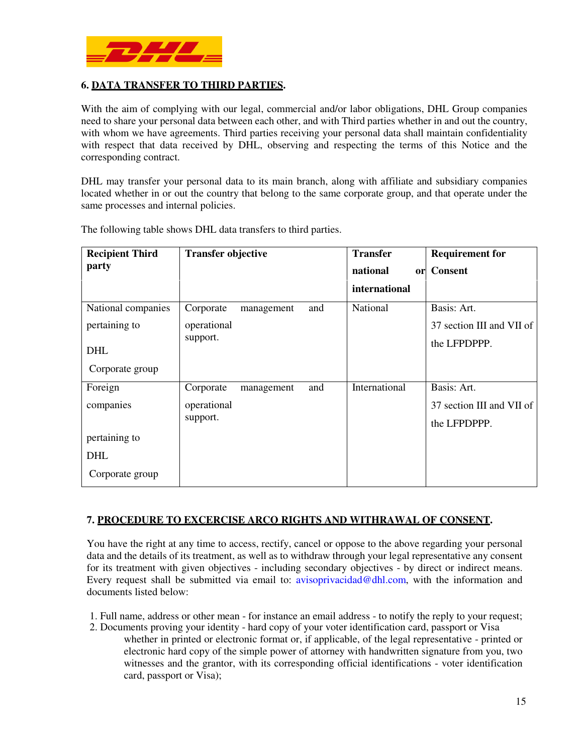## 6. DATA TRANSFER TO THIRD PARTIES.

With the aim of complying with our legal, commercial and/or labor obligations, DHL Group companies need to share your personal data between each other, and with Third parties whether in and out the country, with whom we have agreements. Third parties receiving your personal data shall maintain confidentiality with respect that data received by DHL, observing and respecting the terms of this Notice and the corresponding contract.

DHL may transfer your personal data to its main branch, along with affiliate and subsidiary companies located whether in or out the country that belong to the same corporate group, and that operate under the same processes and internal policies.

The following table shows DHL data transfers to third parties.

| Recipient Third party | Transfer objective | Transfer national or international | Requirement for Consent |
|---|---|---|---|
| National companies pertaining to DHL Corporate group | Corporate management and operational support. | National | Basis: Art. 37 section III and VII of the LFPDPPP. |
| Foreign companies pertaining to DHL Corporate group | Corporate management and operational support. | International | Basis: Art. 37 section III and VII of the LFPDPPP. |

## 7. PROCEDURE TO EXCERCISE ARCO RIGHTS AND WITHRAWAL OF CONSENT.

You have the right at any time to access, rectify, cancel or oppose to the above regarding your personal data and the details of its treatment, as well as to withdraw through your legal representative any consent for its treatment with given objectives - including secondary objectives - by direct or indirect means. Every request shall be submitted via email to: avisoprivacidad@dhl.com, with the information and documents listed below:

1. Full name, address or other mean - for instance an email address - to notify the reply to your request;
2. Documents proving your identity - hard copy of your voter identification card, passport or Visa whether in printed or electronic format or, if applicable, of the legal representative - printed or electronic hard copy of the simple power of attorney with handwritten signature from you, two witnesses and the grantor, with its corresponding official identifications - voter identification card, passport or Visa);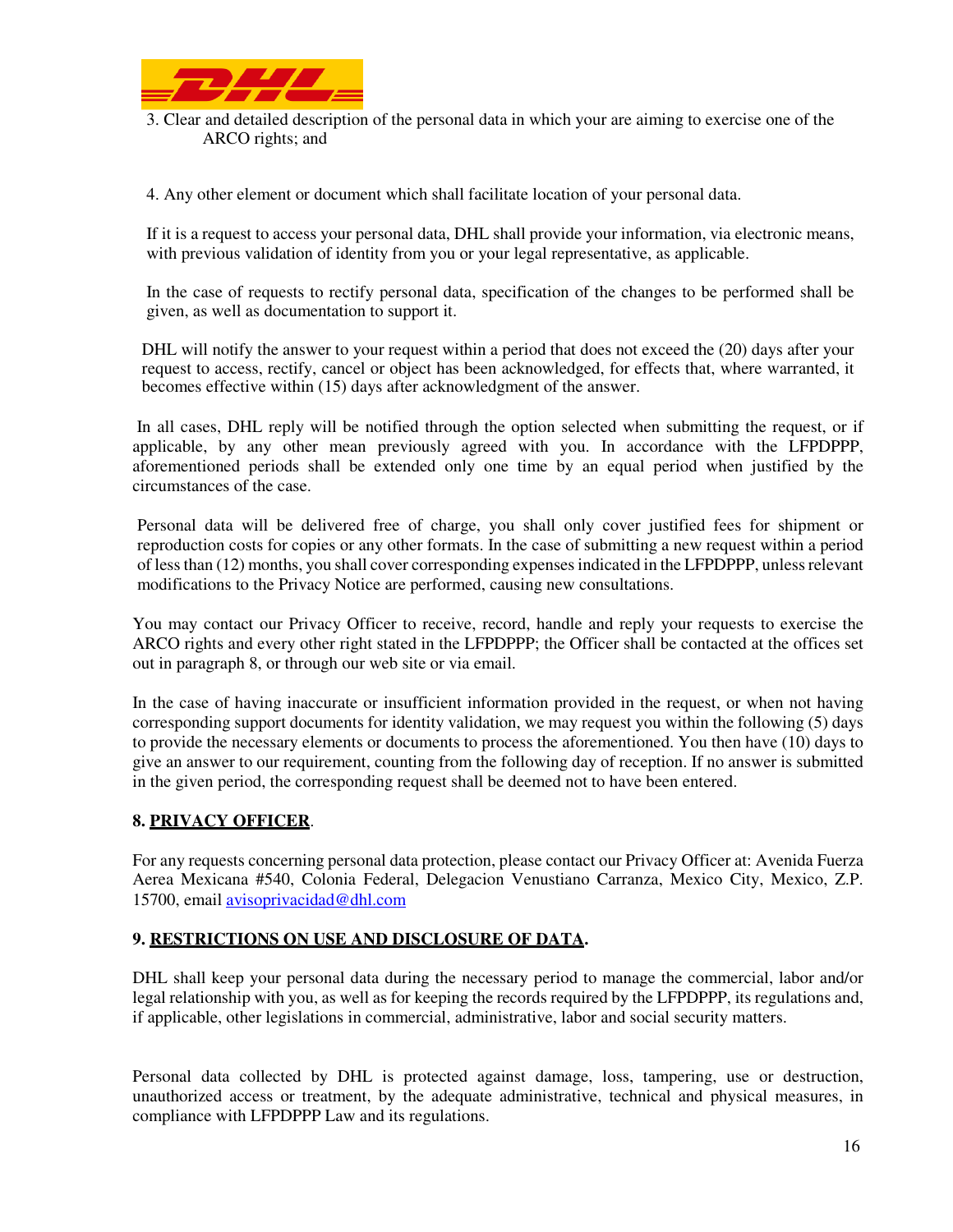3. Clear and detailed description of the personal data in which your are aiming to exercise one of the ARCO rights; and

4. Any other element or document which shall facilitate location of your personal data.

If it is a request to access your personal data, DHL shall provide your information, via electronic means, with previous validation of identity from you or your legal representative, as applicable.

In the case of requests to rectify personal data, specification of the changes to be performed shall be given, as well as documentation to support it.

DHL will notify the answer to your request within a period that does not exceed the (20) days after your request to access, rectify, cancel or object has been acknowledged, for effects that, where warranted, it becomes effective within (15) days after acknowledgment of the answer.

In all cases, DHL reply will be notified through the option selected when submitting the request, or if applicable, by any other mean previously agreed with you. In accordance with the LFPDPPP, aforementioned periods shall be extended only one time by an equal period when justified by the circumstances of the case.

Personal data will be delivered free of charge, you shall only cover justified fees for shipment or reproduction costs for copies or any other formats. In the case of submitting a new request within a period of less than (12) months, you shall cover corresponding expenses indicated in the LFPDPPP, unless relevant modifications to the Privacy Notice are performed, causing new consultations.

You may contact our Privacy Officer to receive, record, handle and reply your requests to exercise the ARCO rights and every other right stated in the LFPDPPP; the Officer shall be contacted at the offices set out in paragraph 8, or through our web site or via email.

In the case of having inaccurate or insufficient information provided in the request, or when not having corresponding support documents for identity validation, we may request you within the following (5) days to provide the necessary elements or documents to process the aforementioned. You then have (10) days to give an answer to our requirement, counting from the following day of reception. If no answer is submitted in the given period, the corresponding request shall be deemed not to have been entered.

## 8. PRIVACY OFFICER.

For any requests concerning personal data protection, please contact our Privacy Officer at: Avenida Fuerza Aerea Mexicana #540, Colonia Federal, Delegacion Venustiano Carranza, Mexico City, Mexico, Z.P. 15700, email avisoprivacidad@dhl.com

## 9. RESTRICTIONS ON USE AND DISCLOSURE OF DATA.

DHL shall keep your personal data during the necessary period to manage the commercial, labor and/or legal relationship with you, as well as for keeping the records required by the LFPDPPP, its regulations and, if applicable, other legislations in commercial, administrative, labor and social security matters.

Personal data collected by DHL is protected against damage, loss, tampering, use or destruction, unauthorized access or treatment, by the adequate administrative, technical and physical measures, in compliance with LFPDPPP Law and its regulations.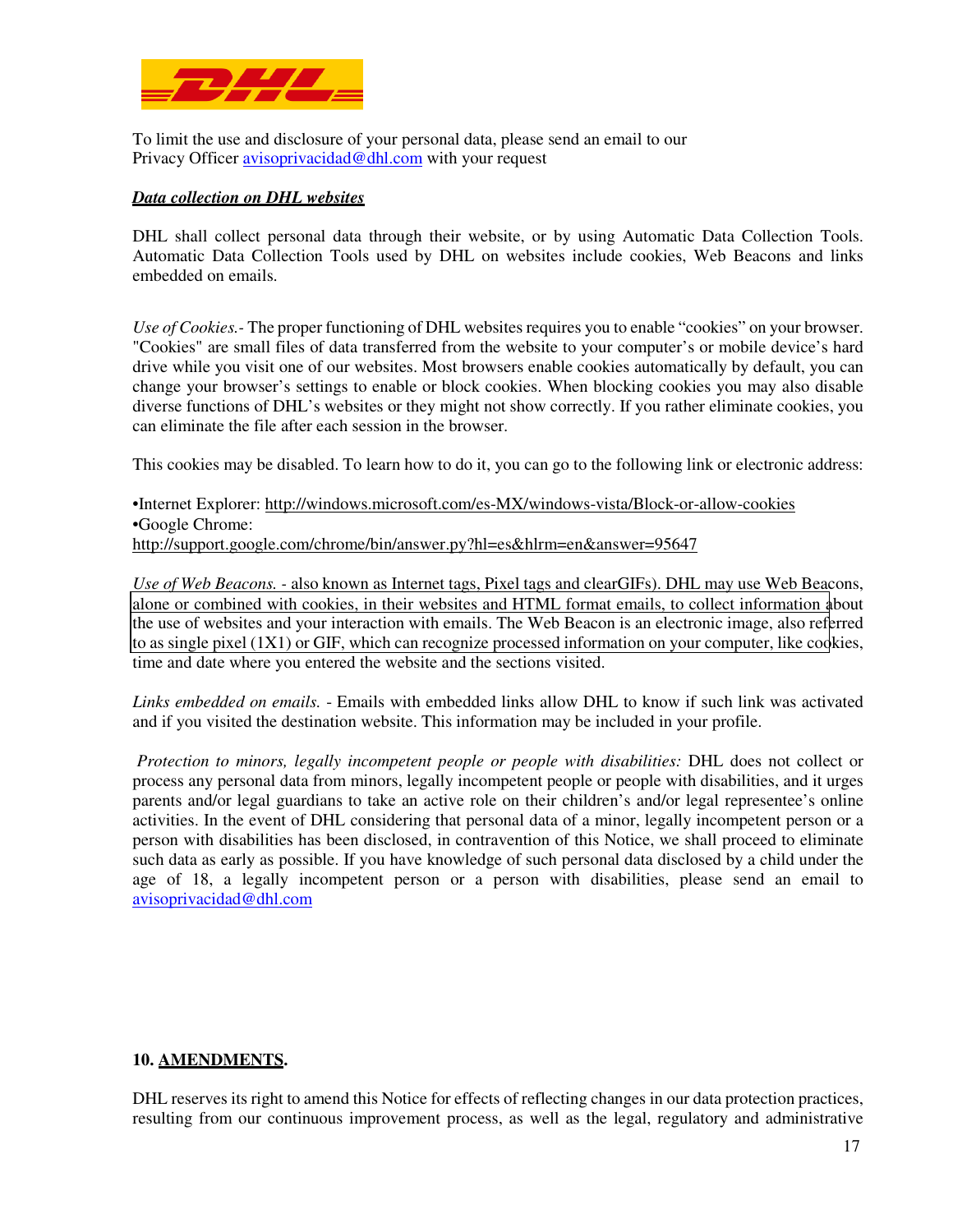To limit the use and disclosure of your personal data, please send an email to our Privacy Officer avisoprivacidad@dhl.com with your request

***Data collection on DHL websites***

DHL shall collect personal data through their website, or by using Automatic Data Collection Tools. Automatic Data Collection Tools used by DHL on websites include cookies, Web Beacons and links embedded on emails.

*Use of Cookies.-* The proper functioning of DHL websites requires you to enable "cookies" on your browser. "Cookies" are small files of data transferred from the website to your computer's or mobile device's hard drive while you visit one of our websites. Most browsers enable cookies automatically by default, you can change your browser's settings to enable or block cookies. When blocking cookies you may also disable diverse functions of DHL's websites or they might not show correctly. If you rather eliminate cookies, you can eliminate the file after each session in the browser.

This cookies may be disabled. To learn how to do it, you can go to the following link or electronic address:

•Internet Explorer: http://windows.microsoft.com/es-MX/windows-vista/Block-or-allow-cookies
•Google Chrome:
http://support.google.com/chrome/bin/answer.py?hl=es&hlrm=en&answer=95647

*Use of Web Beacons.* - also known as Internet tags, Pixel tags and clearGIFs). DHL may use Web Beacons, alone or combined with cookies, in their websites and HTML format emails, to collect information about the use of websites and your interaction with emails. The Web Beacon is an electronic image, also referred to as single pixel (1X1) or GIF, which can recognize processed information on your computer, like cookies, time and date where you entered the website and the sections visited.

*Links embedded on emails.* - Emails with embedded links allow DHL to know if such link was activated and if you visited the destination website. This information may be included in your profile.

*Protection to minors, legally incompetent people or people with disabilities:* DHL does not collect or process any personal data from minors, legally incompetent people or people with disabilities, and it urges parents and/or legal guardians to take an active role on their children's and/or legal representee's online activities. In the event of DHL considering that personal data of a minor, legally incompetent person or a person with disabilities has been disclosed, in contravention of this Notice, we shall proceed to eliminate such data as early as possible. If you have knowledge of such personal data disclosed by a child under the age of 18, a legally incompetent person or a person with disabilities, please send an email to avisoprivacidad@dhl.com

## 10. AMENDMENTS.

DHL reserves its right to amend this Notice for effects of reflecting changes in our data protection practices, resulting from our continuous improvement process, as well as the legal, regulatory and administrative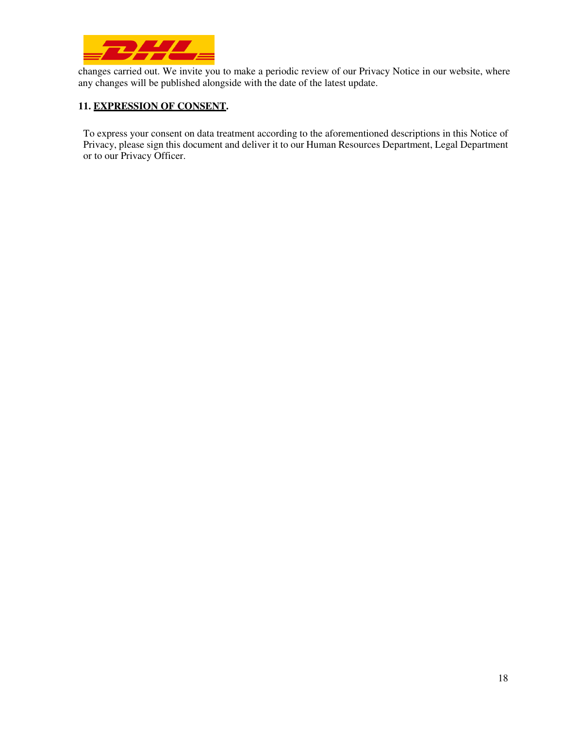changes carried out. We invite you to make a periodic review of our Privacy Notice in our website, where any changes will be published alongside with the date of the latest update.

## 11. EXPRESSION OF CONSENT.

To express your consent on data treatment according to the aforementioned descriptions in this Notice of Privacy, please sign this document and deliver it to our Human Resources Department, Legal Department or to our Privacy Officer.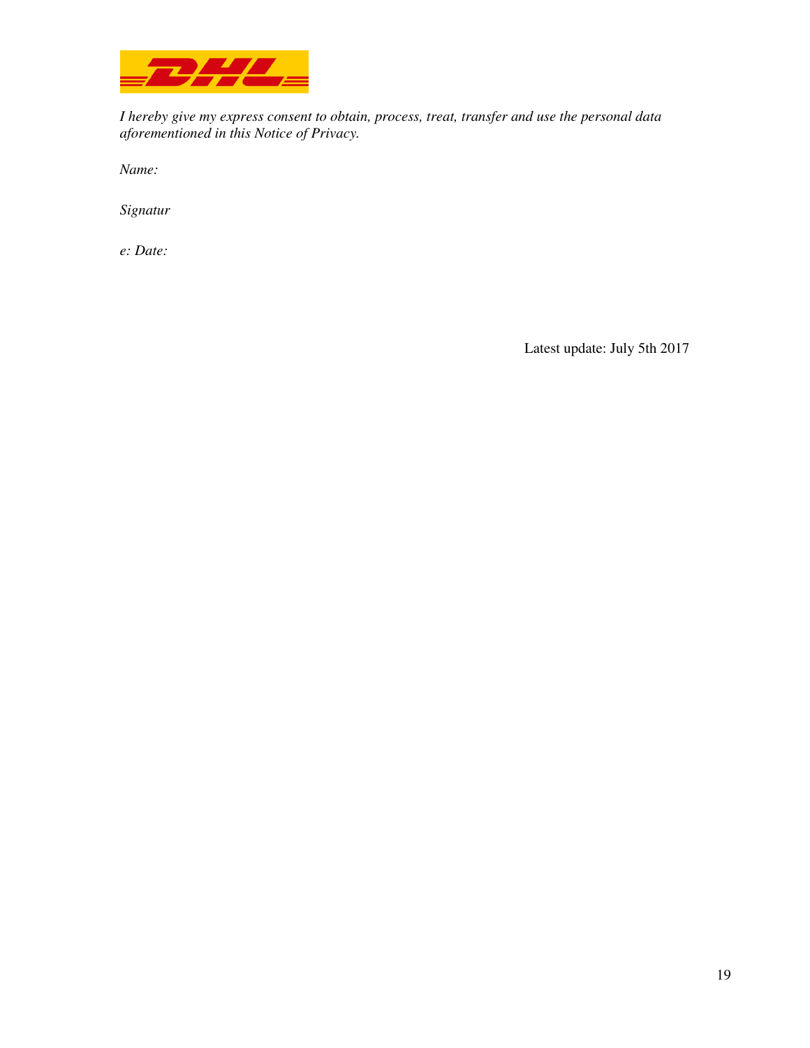*I hereby give my express consent to obtain, process, treat, transfer and use the personal data aforementioned in this Notice of Privacy.*

*Name:*

*Signatur*

*e: Date:*

Latest update: July 5th 2017